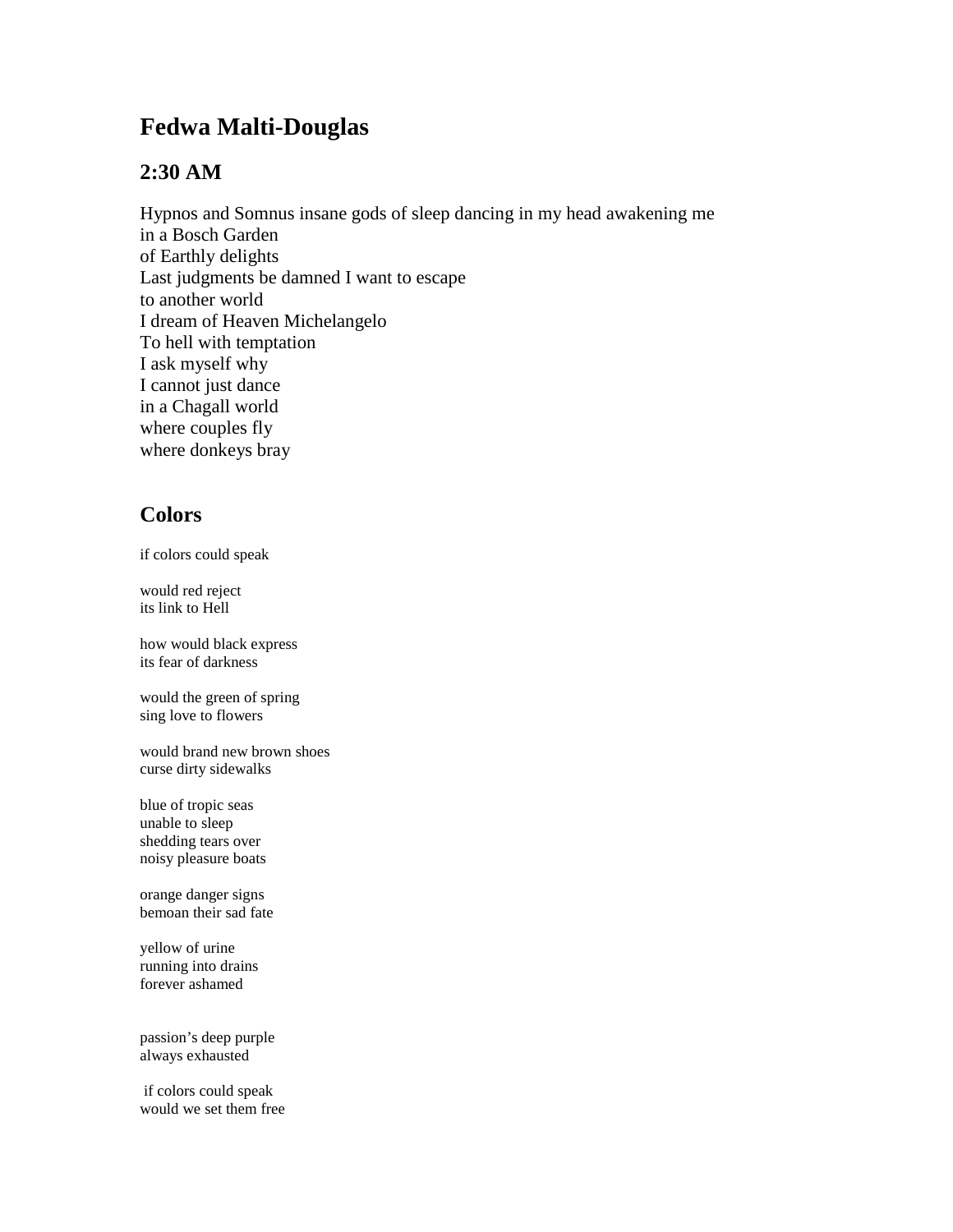# Fedwa Malti-Douglas

## 2:30 AM

Hypnos and Somnus insane gods of sleep dancing in my head awakening me
in a Bosch Garden
of Earthly delights
Last judgments be damned I want to escape
to another world
I dream of Heaven Michelangelo
To hell with temptation
I ask myself why
I cannot just dance
in a Chagall world
where couples fly
where donkeys bray

## Colors

if colors could speak

would red reject
its link to Hell

how would black express
its fear of darkness

would the green of spring
sing love to flowers

would brand new brown shoes
curse dirty sidewalks

blue of tropic seas
unable to sleep
shedding tears over
noisy pleasure boats

orange danger signs
bemoan their sad fate

yellow of urine
running into drains
forever ashamed

passion's deep purple
always exhausted

if colors could speak
would we set them free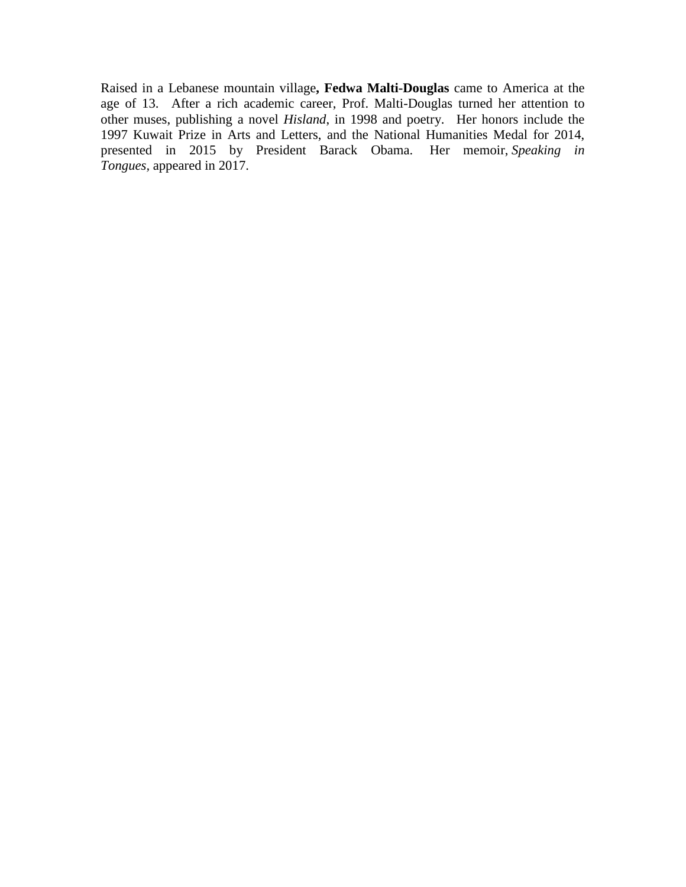Raised in a Lebanese mountain village**, Fedwa Malti-Douglas** came to America at the age of 13. After a rich academic career, Prof. Malti-Douglas turned her attention to other muses, publishing a novel *Hisland*, in 1998 and poetry. Her honors include the 1997 Kuwait Prize in Arts and Letters, and the National Humanities Medal for 2014, presented in 2015 by President Barack Obama. Her memoir, *Speaking in Tongues*, appeared in 2017.